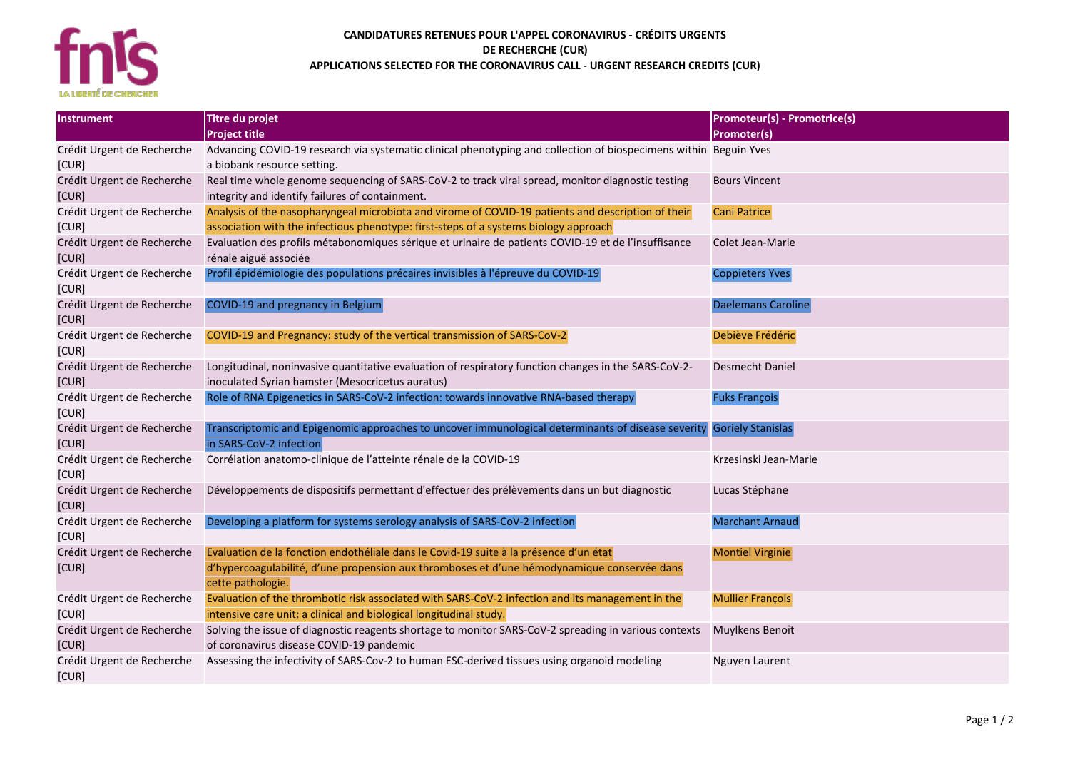**CANDIDATURES RETENUES POUR L'APPEL CORONAVIRUS - CRÉDITS URGENTS DE RECHERCHE (CUR)**

**APPLICATIONS SELECTED FOR THE CORONAVIRUS CALL - URGENT RESEARCH CREDITS (CUR)**

| Instrument | Titre du projet<br>Project title | Promoteur(s) - Promotrice(s)<br>Promoter(s) |
|---|---|---|
| Crédit Urgent de Recherche [CUR] | Advancing COVID-19 research via systematic clinical phenotyping and collection of biospecimens within a biobank resource setting. | Beguin Yves |
| Crédit Urgent de Recherche [CUR] | Real time whole genome sequencing of SARS-CoV-2 to track viral spread, monitor diagnostic testing integrity and identify failures of containment. | Bours Vincent |
| Crédit Urgent de Recherche [CUR] | Analysis of the nasopharyngeal microbiota and virome of COVID-19 patients and description of their association with the infectious phenotype: first-steps of a systems biology approach | Cani Patrice |
| Crédit Urgent de Recherche [CUR] | Evaluation des profils métabonomiques sérique et urinaire de patients COVID-19 et de l'insuffisance rénale aiguë associée | Colet Jean-Marie |
| Crédit Urgent de Recherche [CUR] | Profil épidémiologie des populations précaires invisibles à l'épreuve du COVID-19 | Coppieters Yves |
| Crédit Urgent de Recherche [CUR] | COVID-19 and pregnancy in Belgium | Daelemans Caroline |
| Crédit Urgent de Recherche [CUR] | COVID-19 and Pregnancy: study of the vertical transmission of SARS-CoV-2 | Debiève Frédéric |
| Crédit Urgent de Recherche [CUR] | Longitudinal, noninvasive quantitative evaluation of respiratory function changes in the SARS-CoV-2-inoculated Syrian hamster (Mesocricetus auratus) | Desmecht Daniel |
| Crédit Urgent de Recherche [CUR] | Role of RNA Epigenetics in SARS-CoV-2 infection: towards innovative RNA-based therapy | Fuks François |
| Crédit Urgent de Recherche [CUR] | Transcriptomic and Epigenomic approaches to uncover immunological determinants of disease severity in SARS-CoV-2 infection | Goriely Stanislas |
| Crédit Urgent de Recherche [CUR] | Corrélation anatomo-clinique de l'atteinte rénale de la COVID-19 | Krzesinski Jean-Marie |
| Crédit Urgent de Recherche [CUR] | Développements de dispositifs permettant d'effectuer des prélèvements dans un but diagnostic | Lucas Stéphane |
| Crédit Urgent de Recherche [CUR] | Developing a platform for systems serology analysis of SARS-CoV-2 infection | Marchant Arnaud |
| Crédit Urgent de Recherche [CUR] | Evaluation de la fonction endothéliale dans le Covid-19 suite à la présence d'un état d'hypercoagulabilité, d'une propension aux thromboses et d'une hémodynamique conservée dans cette pathologie. | Montiel Virginie |
| Crédit Urgent de Recherche [CUR] | Evaluation of the thrombotic risk associated with SARS-CoV-2 infection and its management in the intensive care unit: a clinical and biological longitudinal study. | Mullier François |
| Crédit Urgent de Recherche [CUR] | Solving the issue of diagnostic reagents shortage to monitor SARS-CoV-2 spreading in various contexts of coronavirus disease COVID-19 pandemic | Muylkens Benoît |
| Crédit Urgent de Recherche [CUR] | Assessing the infectivity of SARS-Cov-2 to human ESC-derived tissues using organoid modeling | Nguyen Laurent |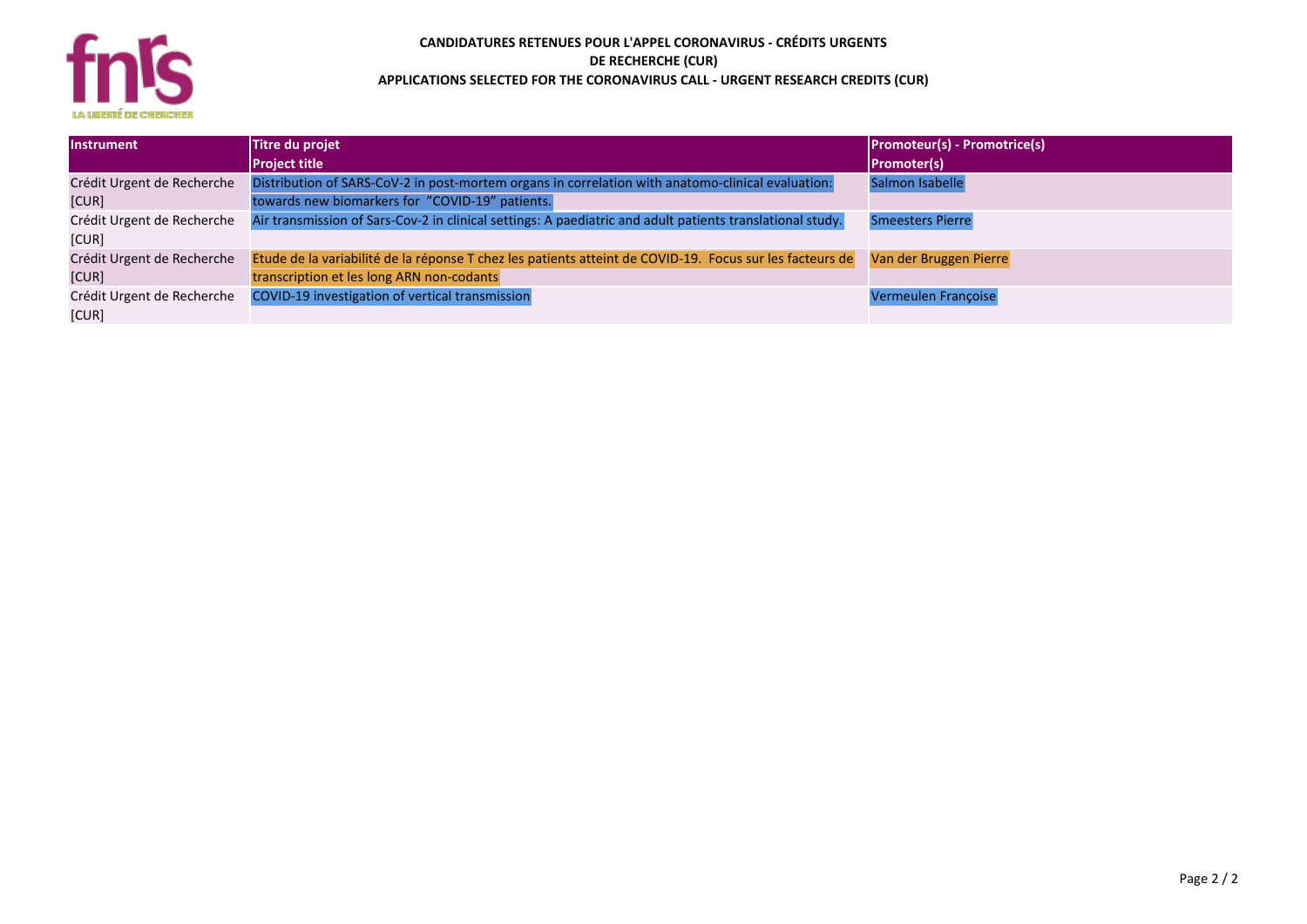**CANDIDATURES RETENUES POUR L'APPEL CORONAVIRUS - CRÉDITS URGENTS DE RECHERCHE (CUR)**

**APPLICATIONS SELECTED FOR THE CORONAVIRUS CALL - URGENT RESEARCH CREDITS (CUR)**

| Instrument | Titre du projet<br>Project title | Promoteur(s) - Promotrice(s)<br>Promoter(s) |
|---|---|---|
| Crédit Urgent de Recherche [CUR] | Distribution of SARS-CoV-2 in post-mortem organs in correlation with anatomo-clinical evaluation: towards new biomarkers for "COVID-19" patients. | Salmon Isabelle |
| Crédit Urgent de Recherche [CUR] | Air transmission of Sars-Cov-2 in clinical settings: A paediatric and adult patients translational study. | Smeesters Pierre |
| Crédit Urgent de Recherche [CUR] | Etude de la variabilité de la réponse T chez les patients atteint de COVID-19. Focus sur les facteurs de transcription et les long ARN non-codants | Van der Bruggen Pierre |
| Crédit Urgent de Recherche [CUR] | COVID-19 investigation of vertical transmission | Vermeulen Françoise |